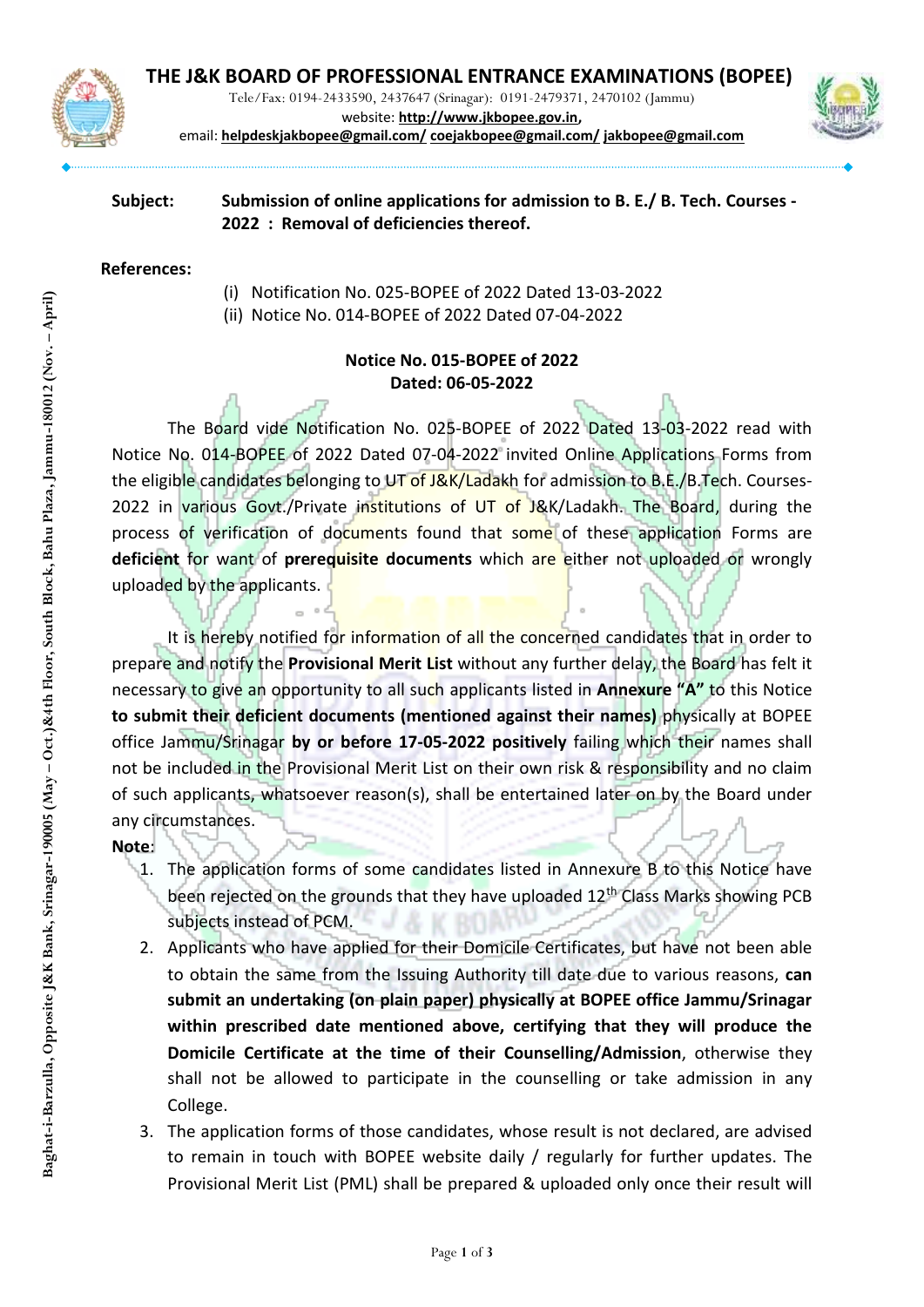# THE J&K BOARD OF PROFESSIONAL ENTRANCE EXAMINATIONS (BOPEE)

Tele/Fax: 0194-2433590, 2437647 (Srinagar): 0191-2479371, 2470102 (Jammu)
website: **http://www.jkbopee.gov.in**,
email: **helpdeskjakbopee@gmail.com/ coejakbopee@gmail.com/ jakbopee@gmail.com**

Baghat-i-Barzulla, Opposite J&K Bank, Srinagar-190005 (May – Oct.)&4th Floor, South Block, Bahu Plaza, Jammu-180012 (Nov. – April)

**Subject:** **Submission of online applications for admission to B. E./ B. Tech. Courses - 2022 : Removal of deficiencies thereof.**

**References:**

(i) Notification No. 025-BOPEE of 2022 Dated 13-03-2022
(ii) Notice No. 014-BOPEE of 2022 Dated 07-04-2022

**Notice No. 015-BOPEE of 2022**
**Dated: 06-05-2022**

The Board vide Notification No. 025-BOPEE of 2022 Dated 13-03-2022 read with Notice No. 014-BOPEE of 2022 Dated 07-04-2022 invited Online Applications Forms from the eligible candidates belonging to UT of J&K/Ladakh for admission to B.E./B.Tech. Courses-2022 in various Govt./Private institutions of UT of J&K/Ladakh. The Board, during the process of verification of documents found that some of these application Forms are **deficient** for want of **prerequisite documents** which are either not uploaded or wrongly uploaded by the applicants.

It is hereby notified for information of all the concerned candidates that in order to prepare and notify the **Provisional Merit List** without any further delay, the Board has felt it necessary to give an opportunity to all such applicants listed in **Annexure "A"** to this Notice **to submit their deficient documents (mentioned against their names)** physically at BOPEE office Jammu/Srinagar **by or before 17-05-2022 positively** failing which their names shall not be included in the Provisional Merit List on their own risk & responsibility and no claim of such applicants, whatsoever reason(s), shall be entertained later on by the Board under any circumstances.

**Note**:

1. The application forms of some candidates listed in Annexure B to this Notice have been rejected on the grounds that they have uploaded 12th Class Marks showing PCB subjects instead of PCM.
2. Applicants who have applied for their Domicile Certificates, but have not been able to obtain the same from the Issuing Authority till date due to various reasons, **can submit an undertaking (on plain paper) physically at BOPEE office Jammu/Srinagar within prescribed date mentioned above, certifying that they will produce the Domicile Certificate at the time of their Counselling/Admission**, otherwise they shall not be allowed to participate in the counselling or take admission in any College.
3. The application forms of those candidates, whose result is not declared, are advised to remain in touch with BOPEE website daily / regularly for further updates. The Provisional Merit List (PML) shall be prepared & uploaded only once their result will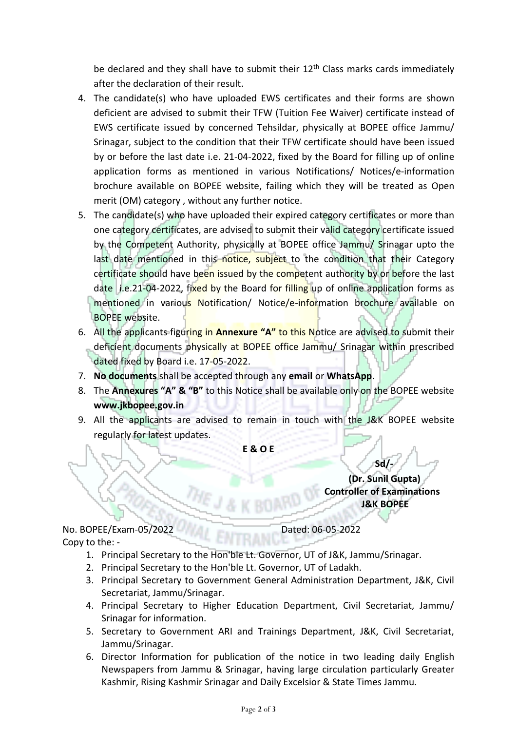be declared and they shall have to submit their 12th Class marks cards immediately after the declaration of their result.

4. The candidate(s) who have uploaded EWS certificates and their forms are shown deficient are advised to submit their TFW (Tuition Fee Waiver) certificate instead of EWS certificate issued by concerned Tehsildar, physically at BOPEE office Jammu/ Srinagar, subject to the condition that their TFW certificate should have been issued by or before the last date i.e. 21-04-2022, fixed by the Board for filling up of online application forms as mentioned in various Notifications/ Notices/e-information brochure available on BOPEE website, failing which they will be treated as Open merit (OM) category , without any further notice.
5. The candidate(s) who have uploaded their expired category certificates or more than one category certificates, are advised to submit their valid category certificate issued by the Competent Authority, physically at BOPEE office Jammu/ Srinagar upto the last date mentioned in this notice, subject to the condition that their Category certificate should have been issued by the competent authority by or before the last date i.e.21-04-2022, fixed by the Board for filling up of online application forms as mentioned in various Notification/ Notice/e-information brochure available on BOPEE website.
6. All the applicants figuring in **Annexure "A"** to this Notice are advised to submit their deficient documents physically at BOPEE office Jammu/ Srinagar within prescribed dated fixed by Board i.e. 17-05-2022.
7. **No documents** shall be accepted through any **email** or **WhatsApp**.
8. The **Annexures "A" & "B"** to this Notice shall be available only on the BOPEE website **www.jkbopee.gov.in**
9. All the applicants are advised to remain in touch with the J&K BOPEE website regularly for latest updates.

**E & O E**

**Sd/-**
**(Dr. Sunil Gupta)**
**Controller of Examinations**
**J&K BOPEE**

No. BOPEE/Exam-05/2022 Dated: 06-05-2022

Copy to the: -

1. Principal Secretary to the Hon'ble Lt. Governor, UT of J&K, Jammu/Srinagar.
2. Principal Secretary to the Hon'ble Lt. Governor, UT of Ladakh.
3. Principal Secretary to Government General Administration Department, J&K, Civil Secretariat, Jammu/Srinagar.
4. Principal Secretary to Higher Education Department, Civil Secretariat, Jammu/ Srinagar for information.
5. Secretary to Government ARI and Trainings Department, J&K, Civil Secretariat, Jammu/Srinagar.
6. Director Information for publication of the notice in two leading daily English Newspapers from Jammu & Srinagar, having large circulation particularly Greater Kashmir, Rising Kashmir Srinagar and Daily Excelsior & State Times Jammu.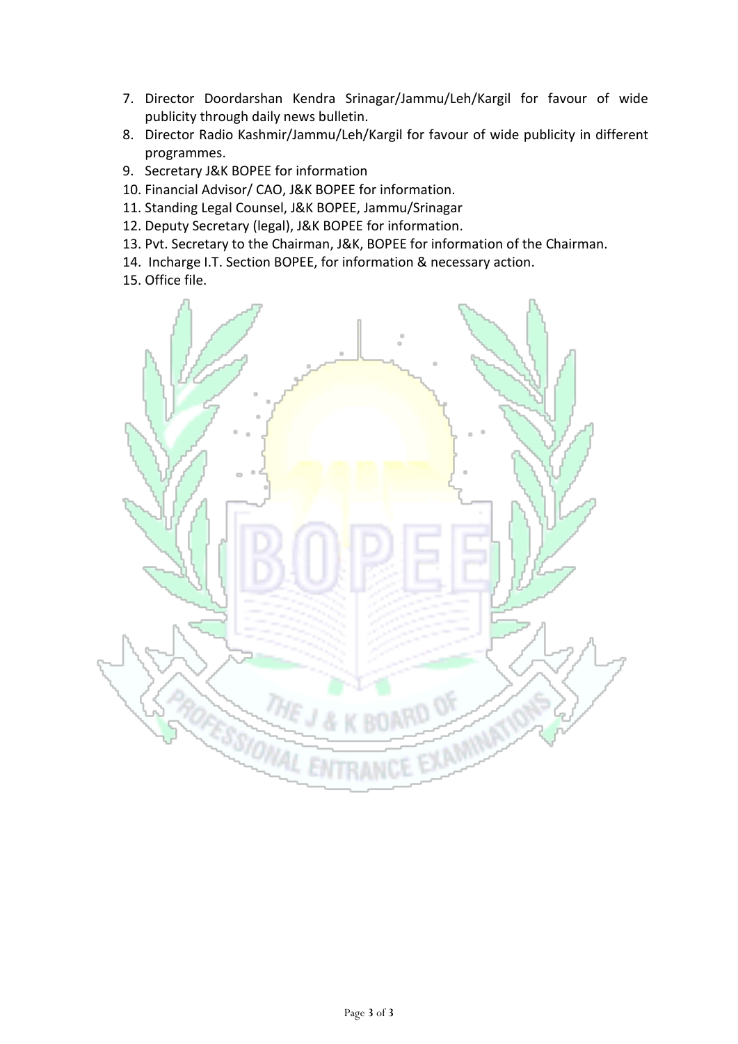7. Director Doordarshan Kendra Srinagar/Jammu/Leh/Kargil for favour of wide publicity through daily news bulletin.
8. Director Radio Kashmir/Jammu/Leh/Kargil for favour of wide publicity in different programmes.
9. Secretary J&K BOPEE for information
10. Financial Advisor/ CAO, J&K BOPEE for information.
11. Standing Legal Counsel, J&K BOPEE, Jammu/Srinagar
12. Deputy Secretary (legal), J&K BOPEE for information.
13. Pvt. Secretary to the Chairman, J&K, BOPEE for information of the Chairman.
14. Incharge I.T. Section BOPEE, for information & necessary action.
15. Office file.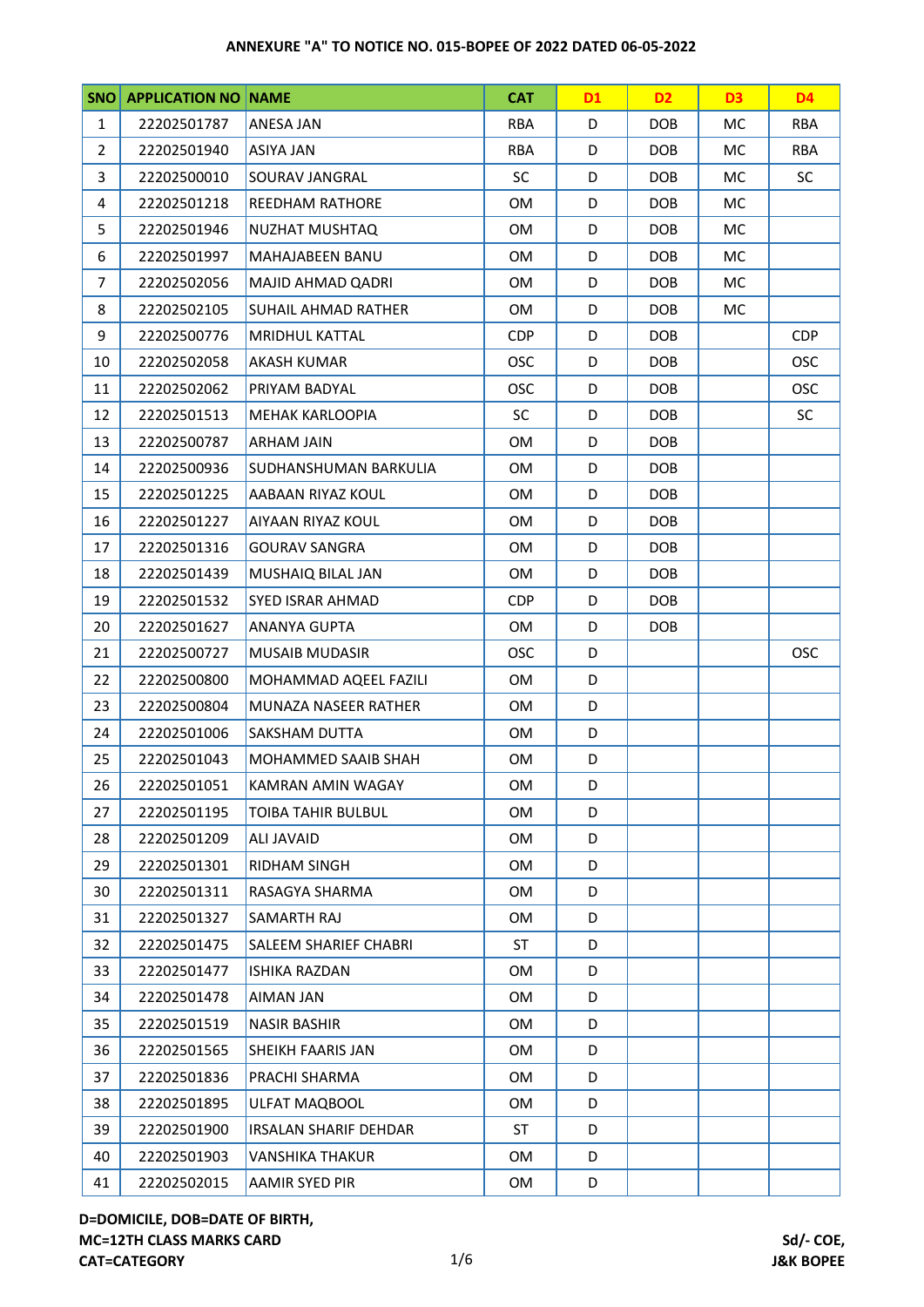**ANNEXURE "A" TO NOTICE NO. 015-BOPEE OF 2022 DATED 06-05-2022**

| SNO | APPLICATION NO | NAME | CAT | D1 | D2 | D3 | D4 |
|---|---|---|---|---|---|---|---|
| 1 | 22202501787 | ANESA JAN | RBA | D | DOB | MC | RBA |
| 2 | 22202501940 | ASIYA JAN | RBA | D | DOB | MC | RBA |
| 3 | 22202500010 | SOURAV JANGRAL | SC | D | DOB | MC | SC |
| 4 | 22202501218 | REEDHAM RATHORE | OM | D | DOB | MC | |
| 5 | 22202501946 | NUZHAT MUSHTAQ | OM | D | DOB | MC | |
| 6 | 22202501997 | MAHAJABEEN BANU | OM | D | DOB | MC | |
| 7 | 22202502056 | MAJID AHMAD QADRI | OM | D | DOB | MC | |
| 8 | 22202502105 | SUHAIL AHMAD RATHER | OM | D | DOB | MC | |
| 9 | 22202500776 | MRIDHUL KATTAL | CDP | D | DOB | | CDP |
| 10 | 22202502058 | AKASH KUMAR | OSC | D | DOB | | OSC |
| 11 | 22202502062 | PRIYAM BADYAL | OSC | D | DOB | | OSC |
| 12 | 22202501513 | MEHAK KARLOOPIA | SC | D | DOB | | SC |
| 13 | 22202500787 | ARHAM JAIN | OM | D | DOB | | |
| 14 | 22202500936 | SUDHANSHUMAN BARKULIA | OM | D | DOB | | |
| 15 | 22202501225 | AABAAN RIYAZ KOUL | OM | D | DOB | | |
| 16 | 22202501227 | AIYAAN RIYAZ KOUL | OM | D | DOB | | |
| 17 | 22202501316 | GOURAV SANGRA | OM | D | DOB | | |
| 18 | 22202501439 | MUSHAIQ BILAL JAN | OM | D | DOB | | |
| 19 | 22202501532 | SYED ISRAR AHMAD | CDP | D | DOB | | |
| 20 | 22202501627 | ANANYA GUPTA | OM | D | DOB | | |
| 21 | 22202500727 | MUSAIB MUDASIR | OSC | D | | | OSC |
| 22 | 22202500800 | MOHAMMAD AQEEL FAZILI | OM | D | | | |
| 23 | 22202500804 | MUNAZA NASEER RATHER | OM | D | | | |
| 24 | 22202501006 | SAKSHAM DUTTA | OM | D | | | |
| 25 | 22202501043 | MOHAMMED SAAIB SHAH | OM | D | | | |
| 26 | 22202501051 | KAMRAN AMIN WAGAY | OM | D | | | |
| 27 | 22202501195 | TOIBA TAHIR BULBUL | OM | D | | | |
| 28 | 22202501209 | ALI JAVAID | OM | D | | | |
| 29 | 22202501301 | RIDHAM SINGH | OM | D | | | |
| 30 | 22202501311 | RASAGYA SHARMA | OM | D | | | |
| 31 | 22202501327 | SAMARTH RAJ | OM | D | | | |
| 32 | 22202501475 | SALEEM SHARIEF CHABRI | ST | D | | | |
| 33 | 22202501477 | ISHIKA RAZDAN | OM | D | | | |
| 34 | 22202501478 | AIMAN JAN | OM | D | | | |
| 35 | 22202501519 | NASIR BASHIR | OM | D | | | |
| 36 | 22202501565 | SHEIKH FAARIS JAN | OM | D | | | |
| 37 | 22202501836 | PRACHI SHARMA | OM | D | | | |
| 38 | 22202501895 | ULFAT MAQBOOL | OM | D | | | |
| 39 | 22202501900 | IRSALAN SHARIF DEHDAR | ST | D | | | |
| 40 | 22202501903 | VANSHIKA THAKUR | OM | D | | | |
| 41 | 22202502015 | AAMIR SYED PIR | OM | D | | | |

**D=DOMICILE, DOB=DATE OF BIRTH,**
**MC=12TH CLASS MARKS CARD**
**CAT=CATEGORY**

**Sd/- COE,**
**J&K BOPEE**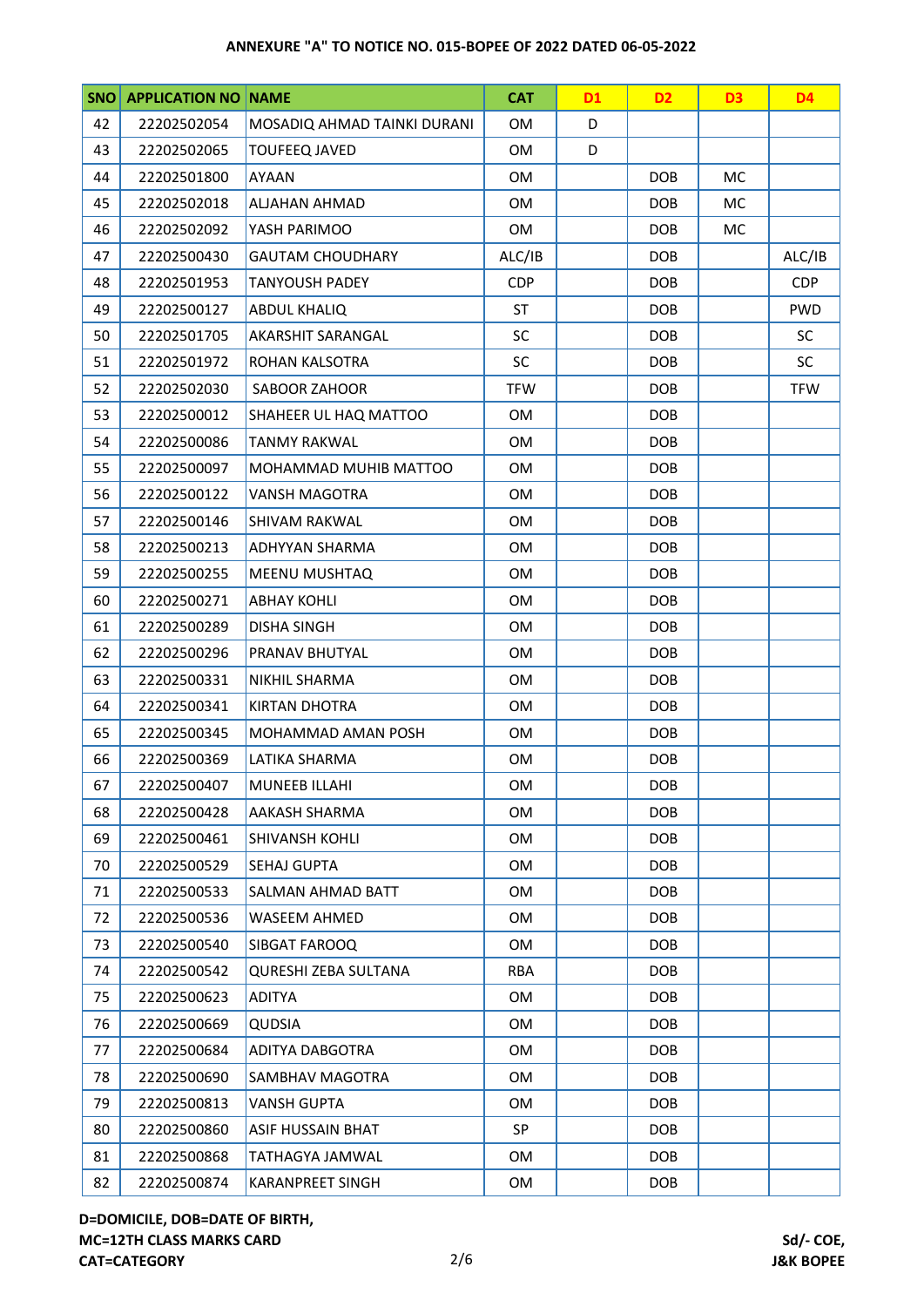ANNEXURE "A" TO NOTICE NO. 015-BOPEE OF 2022 DATED 06-05-2022

| SNO | APPLICATION NO | NAME | CAT | D1 | D2 | D3 | D4 |
|---|---|---|---|---|---|---|---|
| 42 | 22202502054 | MOSADIQ AHMAD TAINKI DURANI | OM | D | | | |
| 43 | 22202502065 | TOUFEEQ JAVED | OM | D | | | |
| 44 | 22202501800 | AYAAN | OM | | DOB | MC | |
| 45 | 22202502018 | ALJAHAN AHMAD | OM | | DOB | MC | |
| 46 | 22202502092 | YASH PARIMOO | OM | | DOB | MC | |
| 47 | 22202500430 | GAUTAM CHOUDHARY | ALC/IB | | DOB | | ALC/IB |
| 48 | 22202501953 | TANYOUSH PADEY | CDP | | DOB | | CDP |
| 49 | 22202500127 | ABDUL KHALIQ | ST | | DOB | | PWD |
| 50 | 22202501705 | AKARSHIT SARANGAL | SC | | DOB | | SC |
| 51 | 22202501972 | ROHAN KALSOTRA | SC | | DOB | | SC |
| 52 | 22202502030 | SABOOR ZAHOOR | TFW | | DOB | | TFW |
| 53 | 22202500012 | SHAHEER UL HAQ MATTOO | OM | | DOB | | |
| 54 | 22202500086 | TANMY RAKWAL | OM | | DOB | | |
| 55 | 22202500097 | MOHAMMAD MUHIB MATTOO | OM | | DOB | | |
| 56 | 22202500122 | VANSH MAGOTRA | OM | | DOB | | |
| 57 | 22202500146 | SHIVAM RAKWAL | OM | | DOB | | |
| 58 | 22202500213 | ADHYYAN SHARMA | OM | | DOB | | |
| 59 | 22202500255 | MEENU MUSHTAQ | OM | | DOB | | |
| 60 | 22202500271 | ABHAY KOHLI | OM | | DOB | | |
| 61 | 22202500289 | DISHA SINGH | OM | | DOB | | |
| 62 | 22202500296 | PRANAV BHUTYAL | OM | | DOB | | |
| 63 | 22202500331 | NIKHIL SHARMA | OM | | DOB | | |
| 64 | 22202500341 | KIRTAN DHOTRA | OM | | DOB | | |
| 65 | 22202500345 | MOHAMMAD AMAN POSH | OM | | DOB | | |
| 66 | 22202500369 | LATIKA SHARMA | OM | | DOB | | |
| 67 | 22202500407 | MUNEEB ILLAHI | OM | | DOB | | |
| 68 | 22202500428 | AAKASH SHARMA | OM | | DOB | | |
| 69 | 22202500461 | SHIVANSH KOHLI | OM | | DOB | | |
| 70 | 22202500529 | SEHAJ GUPTA | OM | | DOB | | |
| 71 | 22202500533 | SALMAN AHMAD BATT | OM | | DOB | | |
| 72 | 22202500536 | WASEEM AHMED | OM | | DOB | | |
| 73 | 22202500540 | SIBGAT FAROOQ | OM | | DOB | | |
| 74 | 22202500542 | QURESHI ZEBA SULTANA | RBA | | DOB | | |
| 75 | 22202500623 | ADITYA | OM | | DOB | | |
| 76 | 22202500669 | QUDSIA | OM | | DOB | | |
| 77 | 22202500684 | ADITYA DABGOTRA | OM | | DOB | | |
| 78 | 22202500690 | SAMBHAV MAGOTRA | OM | | DOB | | |
| 79 | 22202500813 | VANSH GUPTA | OM | | DOB | | |
| 80 | 22202500860 | ASIF HUSSAIN BHAT | SP | | DOB | | |
| 81 | 22202500868 | TATHAGYA JAMWAL | OM | | DOB | | |
| 82 | 22202500874 | KARANPREET SINGH | OM | | DOB | | |

**D=DOMICILE, DOB=DATE OF BIRTH,**
**MC=12TH CLASS MARKS CARD**
**CAT=CATEGORY**

**Sd/- COE,**
**J&K BOPEE**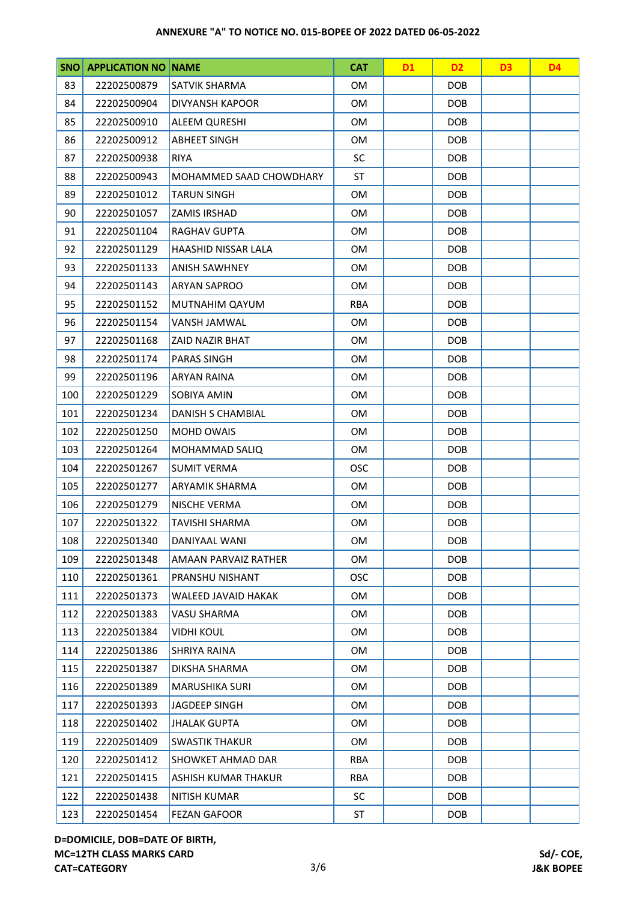**ANNEXURE "A" TO NOTICE NO. 015-BOPEE OF 2022 DATED 06-05-2022**

| SNO | APPLICATION NO | NAME | CAT | D1 | D2 | D3 | D4 |
|---|---|---|---|---|---|---|---|
| 83 | 22202500879 | SATVIK SHARMA | OM | | DOB | | |
| 84 | 22202500904 | DIVYANSH KAPOOR | OM | | DOB | | |
| 85 | 22202500910 | ALEEM QURESHI | OM | | DOB | | |
| 86 | 22202500912 | ABHEET SINGH | OM | | DOB | | |
| 87 | 22202500938 | RIYA | SC | | DOB | | |
| 88 | 22202500943 | MOHAMMED SAAD CHOWDHARY | ST | | DOB | | |
| 89 | 22202501012 | TARUN SINGH | OM | | DOB | | |
| 90 | 22202501057 | ZAMIS IRSHAD | OM | | DOB | | |
| 91 | 22202501104 | RAGHAV GUPTA | OM | | DOB | | |
| 92 | 22202501129 | HAASHID NISSAR LALA | OM | | DOB | | |
| 93 | 22202501133 | ANISH SAWHNEY | OM | | DOB | | |
| 94 | 22202501143 | ARYAN SAPROO | OM | | DOB | | |
| 95 | 22202501152 | MUTNAHIM QAYUM | RBA | | DOB | | |
| 96 | 22202501154 | VANSH JAMWAL | OM | | DOB | | |
| 97 | 22202501168 | ZAID NAZIR BHAT | OM | | DOB | | |
| 98 | 22202501174 | PARAS SINGH | OM | | DOB | | |
| 99 | 22202501196 | ARYAN RAINA | OM | | DOB | | |
| 100 | 22202501229 | SOBIYA AMIN | OM | | DOB | | |
| 101 | 22202501234 | DANISH S CHAMBIAL | OM | | DOB | | |
| 102 | 22202501250 | MOHD OWAIS | OM | | DOB | | |
| 103 | 22202501264 | MOHAMMAD SALIQ | OM | | DOB | | |
| 104 | 22202501267 | SUMIT VERMA | OSC | | DOB | | |
| 105 | 22202501277 | ARYAMIK SHARMA | OM | | DOB | | |
| 106 | 22202501279 | NISCHE VERMA | OM | | DOB | | |
| 107 | 22202501322 | TAVISHI SHARMA | OM | | DOB | | |
| 108 | 22202501340 | DANIYAAL WANI | OM | | DOB | | |
| 109 | 22202501348 | AMAAN PARVAIZ RATHER | OM | | DOB | | |
| 110 | 22202501361 | PRANSHU NISHANT | OSC | | DOB | | |
| 111 | 22202501373 | WALEED JAVAID HAKAK | OM | | DOB | | |
| 112 | 22202501383 | VASU SHARMA | OM | | DOB | | |
| 113 | 22202501384 | VIDHI KOUL | OM | | DOB | | |
| 114 | 22202501386 | SHRIYA RAINA | OM | | DOB | | |
| 115 | 22202501387 | DIKSHA SHARMA | OM | | DOB | | |
| 116 | 22202501389 | MARUSHIKA SURI | OM | | DOB | | |
| 117 | 22202501393 | JAGDEEP SINGH | OM | | DOB | | |
| 118 | 22202501402 | JHALAK GUPTA | OM | | DOB | | |
| 119 | 22202501409 | SWASTIK THAKUR | OM | | DOB | | |
| 120 | 22202501412 | SHOWKET AHMAD DAR | RBA | | DOB | | |
| 121 | 22202501415 | ASHISH KUMAR THAKUR | RBA | | DOB | | |
| 122 | 22202501438 | NITISH KUMAR | SC | | DOB | | |
| 123 | 22202501454 | FEZAN GAFOOR | ST | | DOB | | |

**D=DOMICILE, DOB=DATE OF BIRTH,**
**MC=12TH CLASS MARKS CARD**
**CAT=CATEGORY**

**Sd/- COE,**
**J&K BOPEE**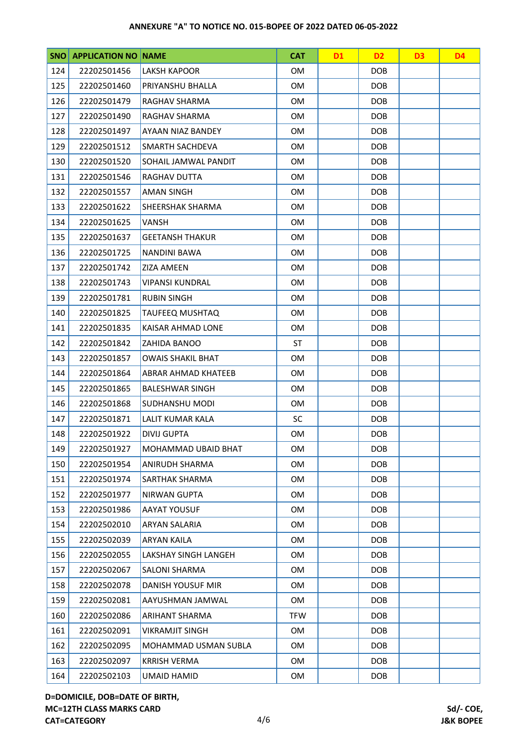**ANNEXURE "A" TO NOTICE NO. 015-BOPEE OF 2022 DATED 06-05-2022**

| SNO | APPLICATION NO | NAME | CAT | D1 | D2 | D3 | D4 |
|---|---|---|---|---|---|---|---|
| 124 | 22202501456 | LAKSH KAPOOR | OM | | DOB | | |
| 125 | 22202501460 | PRIYANSHU BHALLA | OM | | DOB | | |
| 126 | 22202501479 | RAGHAV SHARMA | OM | | DOB | | |
| 127 | 22202501490 | RAGHAV SHARMA | OM | | DOB | | |
| 128 | 22202501497 | AYAAN NIAZ BANDEY | OM | | DOB | | |
| 129 | 22202501512 | SMARTH SACHDEVA | OM | | DOB | | |
| 130 | 22202501520 | SOHAIL JAMWAL PANDIT | OM | | DOB | | |
| 131 | 22202501546 | RAGHAV DUTTA | OM | | DOB | | |
| 132 | 22202501557 | AMAN SINGH | OM | | DOB | | |
| 133 | 22202501622 | SHEERSHAK SHARMA | OM | | DOB | | |
| 134 | 22202501625 | VANSH | OM | | DOB | | |
| 135 | 22202501637 | GEETANSH THAKUR | OM | | DOB | | |
| 136 | 22202501725 | NANDINI BAWA | OM | | DOB | | |
| 137 | 22202501742 | ZIZA AMEEN | OM | | DOB | | |
| 138 | 22202501743 | VIPANSI KUNDRAL | OM | | DOB | | |
| 139 | 22202501781 | RUBIN SINGH | OM | | DOB | | |
| 140 | 22202501825 | TAUFEEQ MUSHTAQ | OM | | DOB | | |
| 141 | 22202501835 | KAISAR AHMAD LONE | OM | | DOB | | |
| 142 | 22202501842 | ZAHIDA BANOO | ST | | DOB | | |
| 143 | 22202501857 | OWAIS SHAKIL BHAT | OM | | DOB | | |
| 144 | 22202501864 | ABRAR AHMAD KHATEEB | OM | | DOB | | |
| 145 | 22202501865 | BALESHWAR SINGH | OM | | DOB | | |
| 146 | 22202501868 | SUDHANSHU MODI | OM | | DOB | | |
| 147 | 22202501871 | LALIT KUMAR KALA | SC | | DOB | | |
| 148 | 22202501922 | DIVIJ GUPTA | OM | | DOB | | |
| 149 | 22202501927 | MOHAMMAD UBAID BHAT | OM | | DOB | | |
| 150 | 22202501954 | ANIRUDH SHARMA | OM | | DOB | | |
| 151 | 22202501974 | SARTHAK SHARMA | OM | | DOB | | |
| 152 | 22202501977 | NIRWAN GUPTA | OM | | DOB | | |
| 153 | 22202501986 | AAYAT YOUSUF | OM | | DOB | | |
| 154 | 22202502010 | ARYAN SALARIA | OM | | DOB | | |
| 155 | 22202502039 | ARYAN KAILA | OM | | DOB | | |
| 156 | 22202502055 | LAKSHAY SINGH LANGEH | OM | | DOB | | |
| 157 | 22202502067 | SALONI SHARMA | OM | | DOB | | |
| 158 | 22202502078 | DANISH YOUSUF MIR | OM | | DOB | | |
| 159 | 22202502081 | AAYUSHMAN JAMWAL | OM | | DOB | | |
| 160 | 22202502086 | ARIHANT SHARMA | TFW | | DOB | | |
| 161 | 22202502091 | VIKRAMJIT SINGH | OM | | DOB | | |
| 162 | 22202502095 | MOHAMMAD USMAN SUBLA | OM | | DOB | | |
| 163 | 22202502097 | KRRISH VERMA | OM | | DOB | | |
| 164 | 22202502103 | UMAID HAMID | OM | | DOB | | |

**D=DOMICILE, DOB=DATE OF BIRTH,**
**MC=12TH CLASS MARKS CARD**
**CAT=CATEGORY**

**Sd/- COE,**
**J&K BOPEE**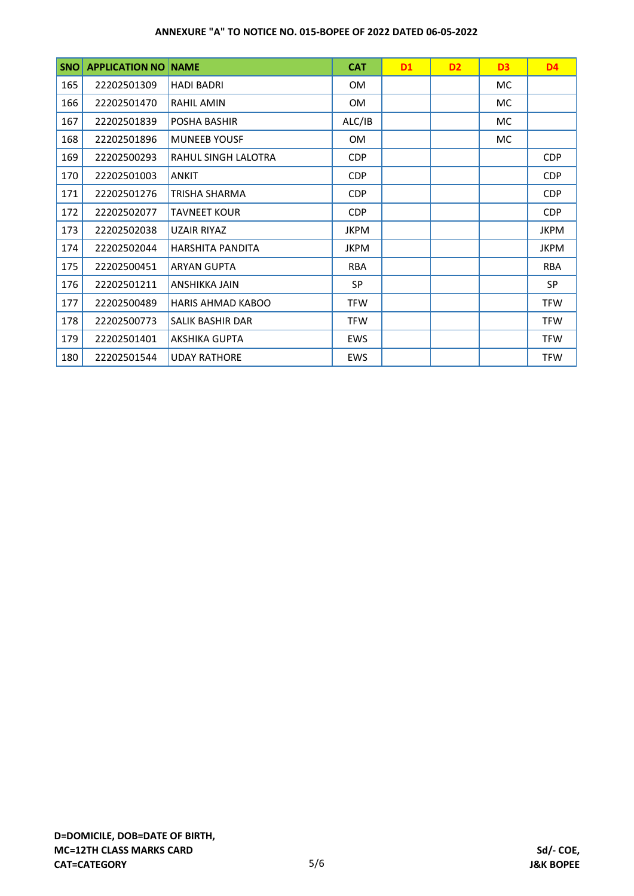**ANNEXURE "A" TO NOTICE NO. 015-BOPEE OF 2022 DATED 06-05-2022**

| SNO | APPLICATION NO | NAME | CAT | D1 | D2 | D3 | D4 |
|---|---|---|---|---|---|---|---|
| 165 | 22202501309 | HADI BADRI | OM | | | MC | |
| 166 | 22202501470 | RAHIL AMIN | OM | | | MC | |
| 167 | 22202501839 | POSHA BASHIR | ALC/IB | | | MC | |
| 168 | 22202501896 | MUNEEB YOUSF | OM | | | MC | |
| 169 | 22202500293 | RAHUL SINGH LALOTRA | CDP | | | | CDP |
| 170 | 22202501003 | ANKIT | CDP | | | | CDP |
| 171 | 22202501276 | TRISHA SHARMA | CDP | | | | CDP |
| 172 | 22202502077 | TAVNEET KOUR | CDP | | | | CDP |
| 173 | 22202502038 | UZAIR RIYAZ | JKPM | | | | JKPM |
| 174 | 22202502044 | HARSHITA PANDITA | JKPM | | | | JKPM |
| 175 | 22202500451 | ARYAN GUPTA | RBA | | | | RBA |
| 176 | 22202501211 | ANSHIKKA JAIN | SP | | | | SP |
| 177 | 22202500489 | HARIS AHMAD KABOO | TFW | | | | TFW |
| 178 | 22202500773 | SALIK BASHIR DAR | TFW | | | | TFW |
| 179 | 22202501401 | AKSHIKA GUPTA | EWS | | | | TFW |
| 180 | 22202501544 | UDAY RATHORE | EWS | | | | TFW |

**D=DOMICILE, DOB=DATE OF BIRTH,**
**MC=12TH CLASS MARKS CARD**
**CAT=CATEGORY**

**Sd/- COE,**
**J&K BOPEE**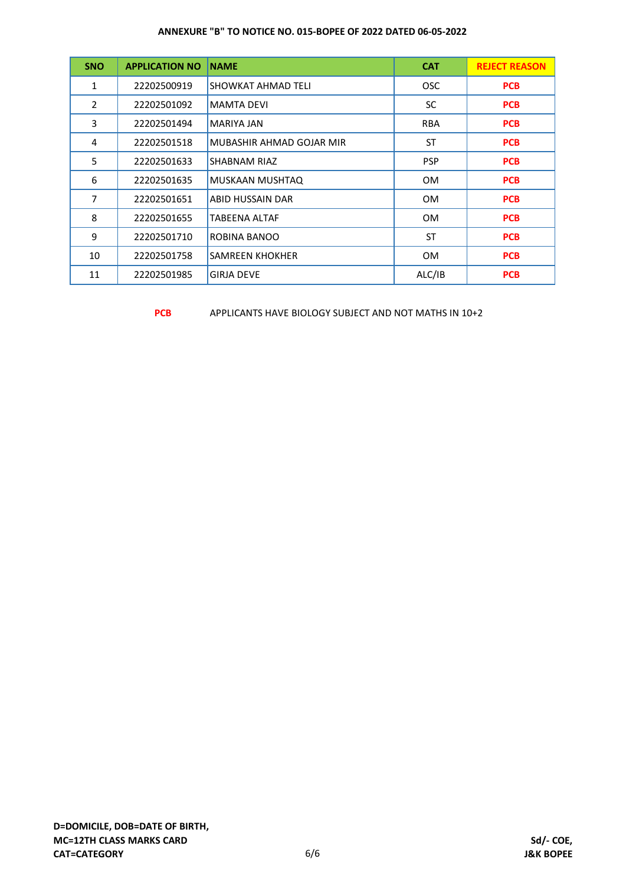**ANNEXURE "B" TO NOTICE NO. 015-BOPEE OF 2022 DATED 06-05-2022**

| SNO | APPLICATION NO | NAME | CAT | REJECT REASON |
|---|---|---|---|---|
| 1 | 22202500919 | SHOWKAT AHMAD TELI | OSC | PCB |
| 2 | 22202501092 | MAMTA DEVI | SC | PCB |
| 3 | 22202501494 | MARIYA JAN | RBA | PCB |
| 4 | 22202501518 | MUBASHIR AHMAD GOJAR MIR | ST | PCB |
| 5 | 22202501633 | SHABNAM RIAZ | PSP | PCB |
| 6 | 22202501635 | MUSKAAN MUSHTAQ | OM | PCB |
| 7 | 22202501651 | ABID HUSSAIN DAR | OM | PCB |
| 8 | 22202501655 | TABEENA ALTAF | OM | PCB |
| 9 | 22202501710 | ROBINA BANOO | ST | PCB |
| 10 | 22202501758 | SAMREEN KHOKHER | OM | PCB |
| 11 | 22202501985 | GIRJA DEVE | ALC/IB | PCB |

**PCB** APPLICANTS HAVE BIOLOGY SUBJECT AND NOT MATHS IN 10+2

**D=DOMICILE, DOB=DATE OF BIRTH,**
**MC=12TH CLASS MARKS CARD**
**CAT=CATEGORY**

**Sd/- COE,**
**J&K BOPEE**